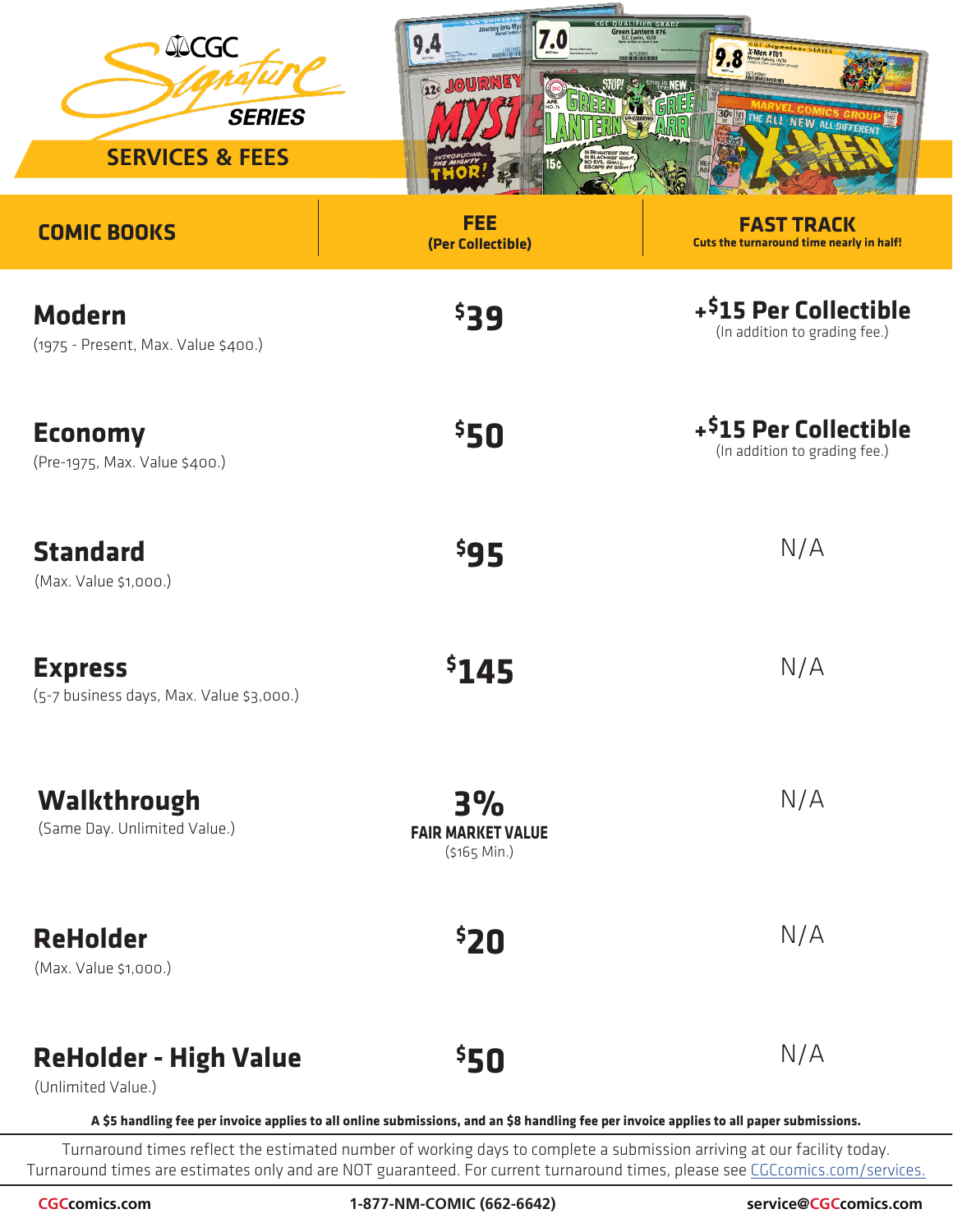# CGC Signature Series

## SERVICES & FEES

| COMIC BOOKS | FEE (Per Collectible) | FAST TRACK Cuts the turnaround time nearly in half! |
|---|---|---|
| **Modern** (1975 - Present, Max. Value $400.) | $39 | +$15 Per Collectible (In addition to grading fee.) |
| **Economy** (Pre-1975, Max. Value $400.) | $50 | +$15 Per Collectible (In addition to grading fee.) |
| **Standard** (Max. Value $1,000.) | $95 | N/A |
| **Express** (5-7 business days, Max. Value $3,000.) | $145 | N/A |
| **Walkthrough** (Same Day. Unlimited Value.) | 3% FAIR MARKET VALUE ($165 Min.) | N/A |
| **ReHolder** (Max. Value $1,000.) | $20 | N/A |
| **ReHolder - High Value** (Unlimited Value.) | $50 | N/A |

**A $5 handling fee per invoice applies to all online submissions, and an $8 handling fee per invoice applies to all paper submissions.**

Turnaround times reflect the estimated number of working days to complete a submission arriving at our facility today. Turnaround times are estimates only and are NOT guaranteed. For current turnaround times, please see CGCcomics.com/services.

CGCcomics.com | 1-877-NM-COMIC (662-6642) | service@CGCcomics.com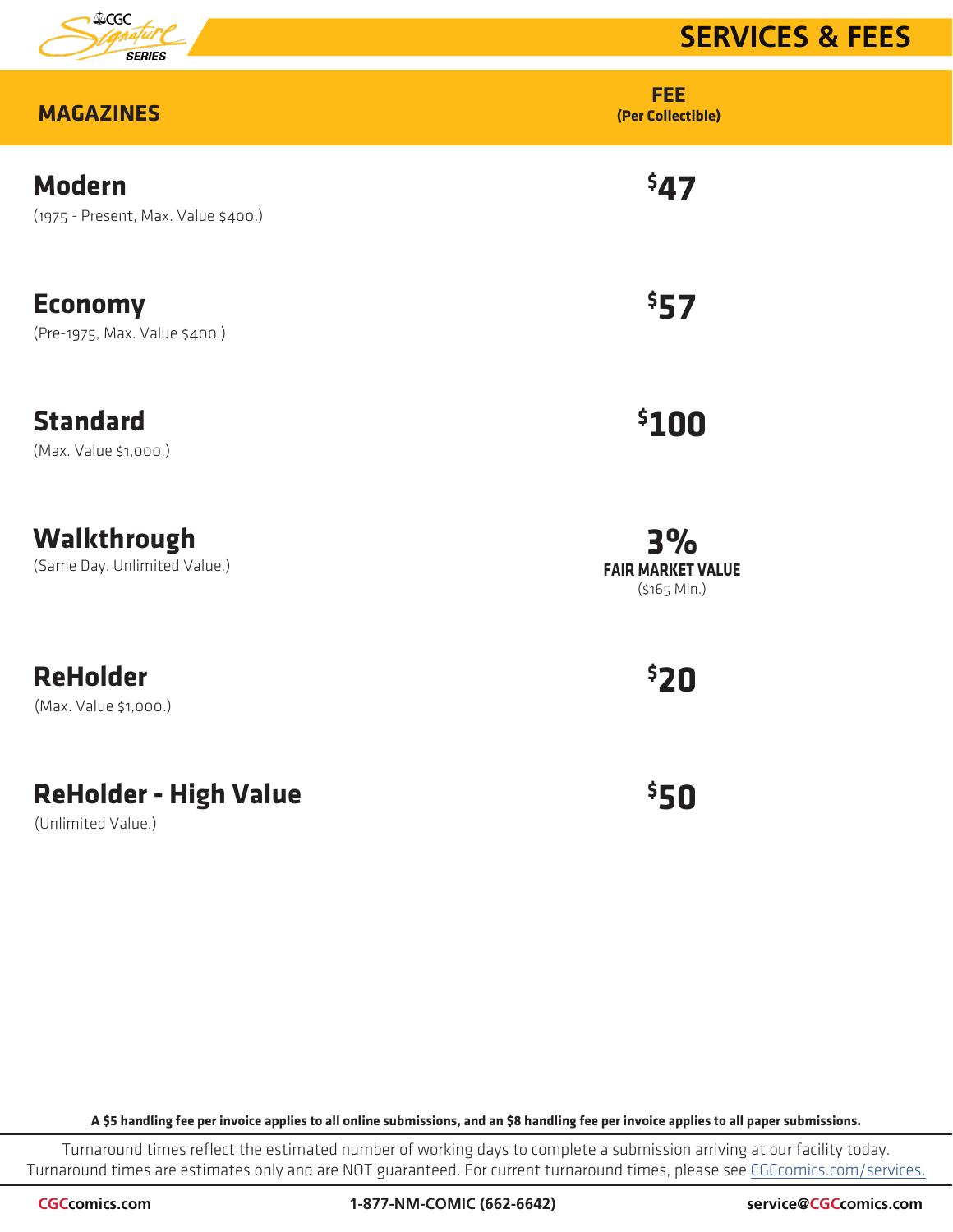# SERVICES & FEES

| MAGAZINES | FEE (Per Collectible) |
|---|---|
| **Modern** (1975 - Present, Max. Value $400.) | $47 |
| **Economy** (Pre-1975, Max. Value $400.) | $57 |
| **Standard** (Max. Value $1,000.) | $100 |
| **Walkthrough** (Same Day. Unlimited Value.) | 3% FAIR MARKET VALUE ($165 Min.) |
| **ReHolder** (Max. Value $1,000.) | $20 |
| **ReHolder - High Value** (Unlimited Value.) | $50 |

**A $5 handling fee per invoice applies to all online submissions, and an $8 handling fee per invoice applies to all paper submissions.**

Turnaround times reflect the estimated number of working days to complete a submission arriving at our facility today. Turnaround times are estimates only and are NOT guaranteed. For current turnaround times, please see CGCcomics.com/services.

CGCcomics.com | 1-877-NM-COMIC (662-6642) | service@CGCcomics.com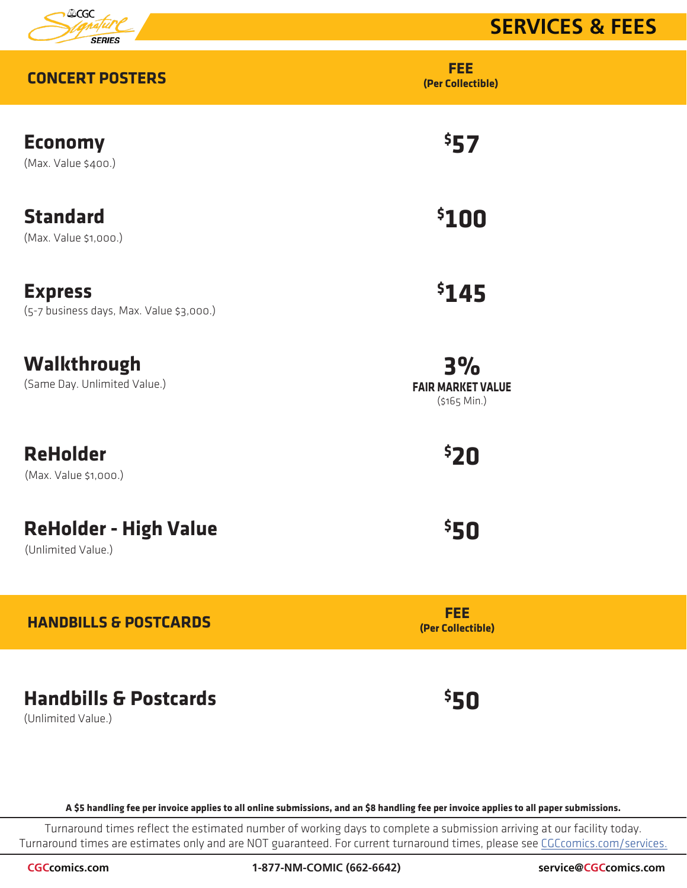# SERVICES & FEES

| CONCERT POSTERS | FEE (Per Collectible) |
| --- | --- |
| **Economy** (Max. Value $400.) | $57 |
| **Standard** (Max. Value $1,000.) | $100 |
| **Express** (5-7 business days, Max. Value $3,000.) | $145 |
| **Walkthrough** (Same Day. Unlimited Value.) | 3% FAIR MARKET VALUE ($165 Min.) |
| **ReHolder** (Max. Value $1,000.) | $20 |
| **ReHolder - High Value** (Unlimited Value.) | $50 |

| HANDBILLS & POSTCARDS | FEE (Per Collectible) |
| --- | --- |
| **Handbills & Postcards** (Unlimited Value.) | $50 |

**A $5 handling fee per invoice applies to all online submissions, and an $8 handling fee per invoice applies to all paper submissions.**

Turnaround times reflect the estimated number of working days to complete a submission arriving at our facility today. Turnaround times are estimates only and are NOT guaranteed. For current turnaround times, please see CGCcomics.com/services.

CGCcomics.com 1-877-NM-COMIC (662-6642) service@CGCcomics.com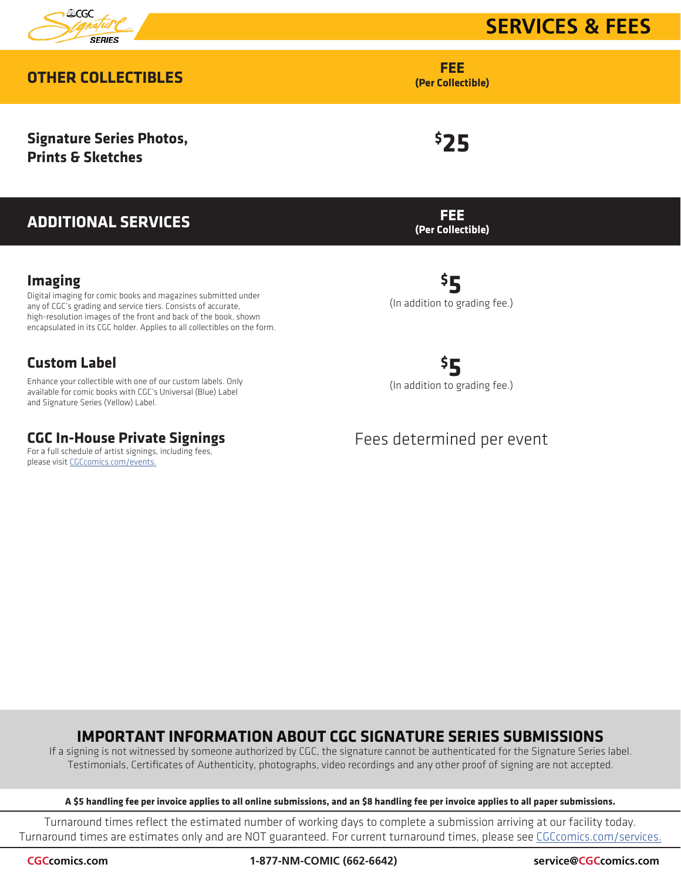# SERVICES & FEES

| OTHER COLLECTIBLES | FEE (Per Collectible) |
| --- | --- |
| **Signature Series Photos, Prints & Sketches** | $25 |

| ADDITIONAL SERVICES | FEE (Per Collectible) |
| --- | --- |
| **Imaging**<br>Digital imaging for comic books and magazines submitted under any of CGC's grading and service tiers. Consists of accurate, high-resolution images of the front and back of the book, shown encapsulated in its CGC holder. Applies to all collectibles on the form. | $5<br>(In addition to grading fee.) |
| **Custom Label**<br>Enhance your collectible with one of our custom labels. Only available for comic books with CGC's Universal (Blue) Label and Signature Series (Yellow) Label. | $5<br>(In addition to grading fee.) |
| **CGC In-House Private Signings**<br>For a full schedule of artist signings, including fees, please visit CGCcomics.com/events. | Fees determined per event |

## IMPORTANT INFORMATION ABOUT CGC SIGNATURE SERIES SUBMISSIONS

If a signing is not witnessed by someone authorized by CGC, the signature cannot be authenticated for the Signature Series label. Testimonials, Certificates of Authenticity, photographs, video recordings and any other proof of signing are not accepted.

**A $5 handling fee per invoice applies to all online submissions, and an $8 handling fee per invoice applies to all paper submissions.**

Turnaround times reflect the estimated number of working days to complete a submission arriving at our facility today. Turnaround times are estimates only and are NOT guaranteed. For current turnaround times, please see CGCcomics.com/services.

CGCcomics.com | 1-877-NM-COMIC (662-6642) | service@CGCcomics.com